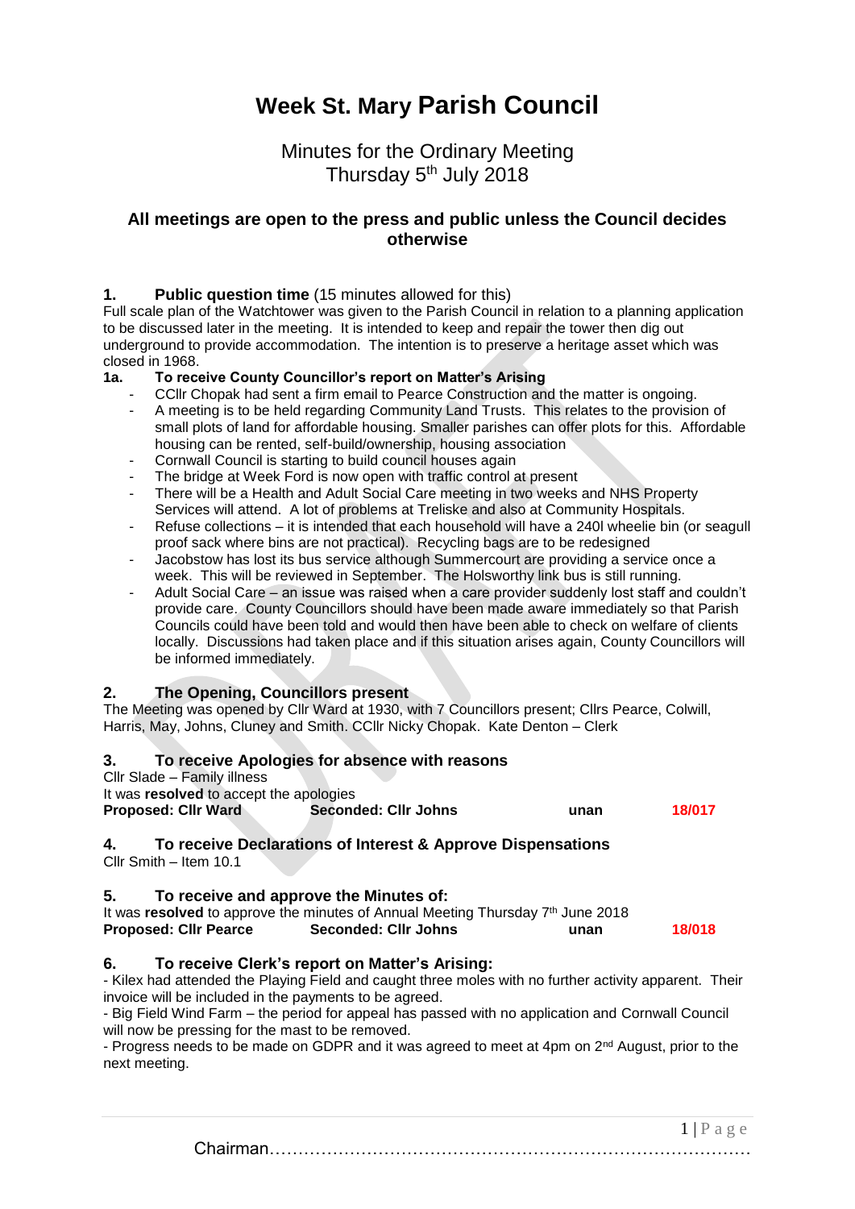# Week St. Mary Parish Council

## Minutes for the Ordinary Meeting
## Thursday 5th July 2018

### All meetings are open to the press and public unless the Council decides otherwise

**1. Public question time** (15 minutes allowed for this)

Full scale plan of the Watchtower was given to the Parish Council in relation to a planning application to be discussed later in the meeting. It is intended to keep and repair the tower then dig out underground to provide accommodation. The intention is to preserve a heritage asset which was closed in 1968.

**1a. To receive County Councillor's report on Matter's Arising**

- CCllr Chopak had sent a firm email to Pearce Construction and the matter is ongoing.
- A meeting is to be held regarding Community Land Trusts. This relates to the provision of small plots of land for affordable housing. Smaller parishes can offer plots for this. Affordable housing can be rented, self-build/ownership, housing association
- Cornwall Council is starting to build council houses again
- The bridge at Week Ford is now open with traffic control at present
- There will be a Health and Adult Social Care meeting in two weeks and NHS Property Services will attend. A lot of problems at Treliske and also at Community Hospitals.
- Refuse collections – it is intended that each household will have a 240l wheelie bin (or seagull proof sack where bins are not practical). Recycling bags are to be redesigned
- Jacobstow has lost its bus service although Summercourt are providing a service once a week. This will be reviewed in September. The Holsworthy link bus is still running.
- Adult Social Care – an issue was raised when a care provider suddenly lost staff and couldn't provide care. County Councillors should have been made aware immediately so that Parish Councils could have been told and would then have been able to check on welfare of clients locally. Discussions had taken place and if this situation arises again, County Councillors will be informed immediately.

**2. The Opening, Councillors present**

The Meeting was opened by Cllr Ward at 1930, with 7 Councillors present; Cllrs Pearce, Colwill, Harris, May, Johns, Cluney and Smith. CCllr Nicky Chopak. Kate Denton – Clerk

**3. To receive Apologies for absence with reasons**

Cllr Slade – Family illness

It was **resolved** to accept the apologies

**Proposed: Cllr Ward** **Seconded: Cllr Johns** unan **18/017**

**4. To receive Declarations of Interest & Approve Dispensations**

Cllr Smith – Item 10.1

**5. To receive and approve the Minutes of:**

It was **resolved** to approve the minutes of Annual Meeting Thursday 7th June 2018

**Proposed: Cllr Pearce** **Seconded: Cllr Johns** unan **18/018**

**6. To receive Clerk's report on Matter's Arising:**

- Kilex had attended the Playing Field and caught three moles with no further activity apparent. Their invoice will be included in the payments to be agreed.

- Big Field Wind Farm – the period for appeal has passed with no application and Cornwall Council will now be pressing for the mast to be removed.

- Progress needs to be made on GDPR and it was agreed to meet at 4pm on 2nd August, prior to the next meeting.

Chairman……………………………………………………………………………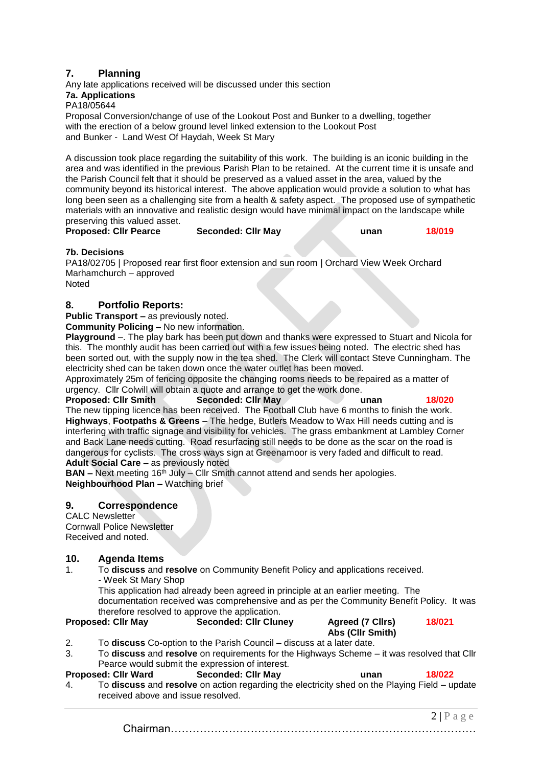## 7. Planning

Any late applications received will be discussed under this section

### 7a. Applications

PA18/05644

Proposal Conversion/change of use of the Lookout Post and Bunker to a dwelling, together with the erection of a below ground level linked extension to the Lookout Post and Bunker - Land West Of Haydah, Week St Mary

A discussion took place regarding the suitability of this work. The building is an iconic building in the area and was identified in the previous Parish Plan to be retained. At the current time it is unsafe and the Parish Council felt that it should be preserved as a valued asset in the area, valued by the community beyond its historical interest. The above application would provide a solution to what has long been seen as a challenging site from a health & safety aspect. The proposed use of sympathetic materials with an innovative and realistic design would have minimal impact on the landscape while preserving this valued asset.

**Proposed: Cllr Pearce** **Seconded: Cllr May** **unan** **18/019**

### 7b. Decisions

PA18/02705 | Proposed rear first floor extension and sun room | Orchard View Week Orchard Marhamchurch – approved

Noted

## 8. Portfolio Reports:

**Public Transport –** as previously noted.

**Community Policing –** No new information.

**Playground** –. The play bark has been put down and thanks were expressed to Stuart and Nicola for this. The monthly audit has been carried out with a few issues being noted. The electric shed has been sorted out, with the supply now in the tea shed. The Clerk will contact Steve Cunningham. The electricity shed can be taken down once the water outlet has been moved.

Approximately 25m of fencing opposite the changing rooms needs to be repaired as a matter of urgency. Cllr Colwill will obtain a quote and arrange to get the work done.

**Proposed: Cllr Smith** **Seconded: Cllr May** **unan** **18/020**

The new tipping licence has been received. The Football Club have 6 months to finish the work.

**Highways**, **Footpaths & Greens** – The hedge, Butlers Meadow to Wax Hill needs cutting and is interfering with traffic signage and visibility for vehicles. The grass embankment at Lambley Corner and Back Lane needs cutting. Road resurfacing still needs to be done as the scar on the road is dangerous for cyclists. The cross ways sign at Greenamoor is very faded and difficult to read.

**Adult Social Care –** as previously noted

**BAN –** Next meeting 16th July – Cllr Smith cannot attend and sends her apologies.

**Neighbourhood Plan –** Watching brief

## 9. Correspondence

CALC Newsletter
Cornwall Police Newsletter
Received and noted.

## 10. Agenda Items

1. To **discuss** and **resolve** on Community Benefit Policy and applications received.
   - Week St Mary Shop

   This application had already been agreed in principle at an earlier meeting. The documentation received was comprehensive and as per the Community Benefit Policy. It was therefore resolved to approve the application.

**Proposed: Cllr May** **Seconded: Cllr Cluney** **Agreed (7 Cllrs) Abs (Cllr Smith)** **18/021**

2. To **discuss** Co-option to the Parish Council – discuss at a later date.
3. To **discuss** and **resolve** on requirements for the Highways Scheme – it was resolved that Cllr Pearce would submit the expression of interest.

**Proposed: Cllr Ward** **Seconded: Cllr May** **unan** **18/022**

4. To **discuss** and **resolve** on action regarding the electricity shed on the Playing Field – update received above and issue resolved.

Chairman……………………………………………………………………………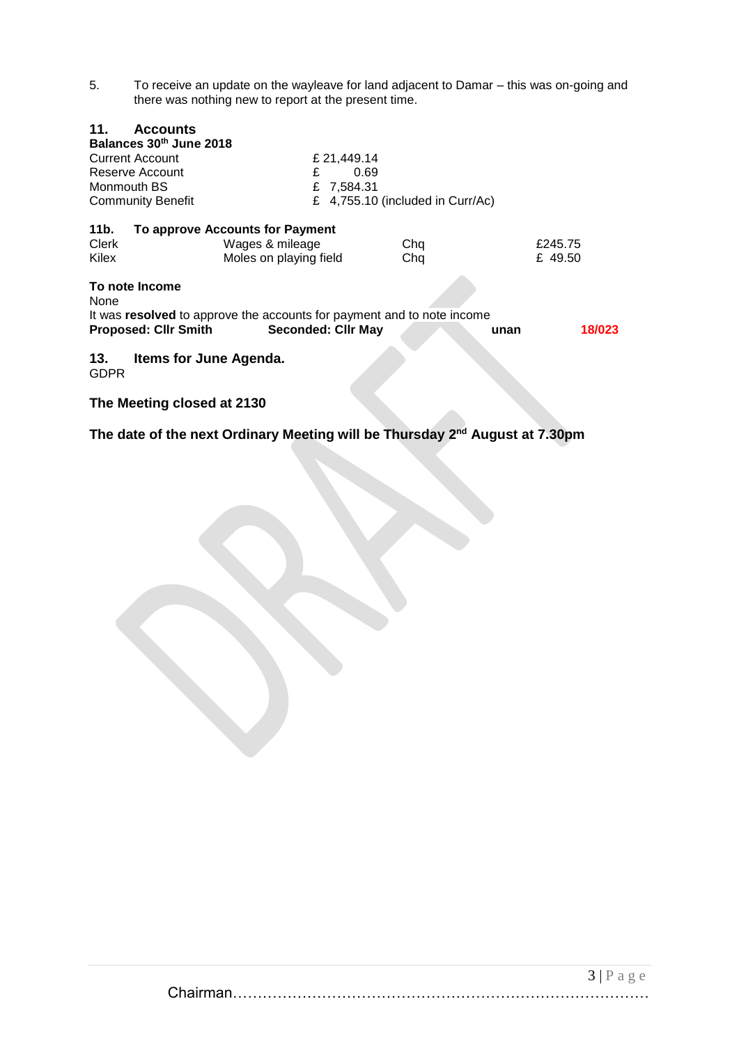5. To receive an update on the wayleave for land adjacent to Damar – this was on-going and there was nothing new to report at the present time.

## 11. Accounts

**Balances 30th June 2018**

| | |
|---|---|
| Current Account | £ 21,449.14 |
| Reserve Account | £ 0.69 |
| Monmouth BS | £ 7,584.31 |
| Community Benefit | £ 4,755.10 (included in Curr/Ac) |

**11b. To approve Accounts for Payment**

| | | | |
|---|---|---|---|
| Clerk | Wages & mileage | Chq | £245.75 |
| Kilex | Moles on playing field | Chq | £ 49.50 |

**To note Income**

None

It was **resolved** to approve the accounts for payment and to note income

**Proposed: Cllr Smith** **Seconded: Cllr May** **unan** **18/023**

## 13. Items for June Agenda.

GDPR

**The Meeting closed at 2130**

**The date of the next Ordinary Meeting will be Thursday 2nd August at 7.30pm**

DRAFT

Chairman……………………………………………………………………